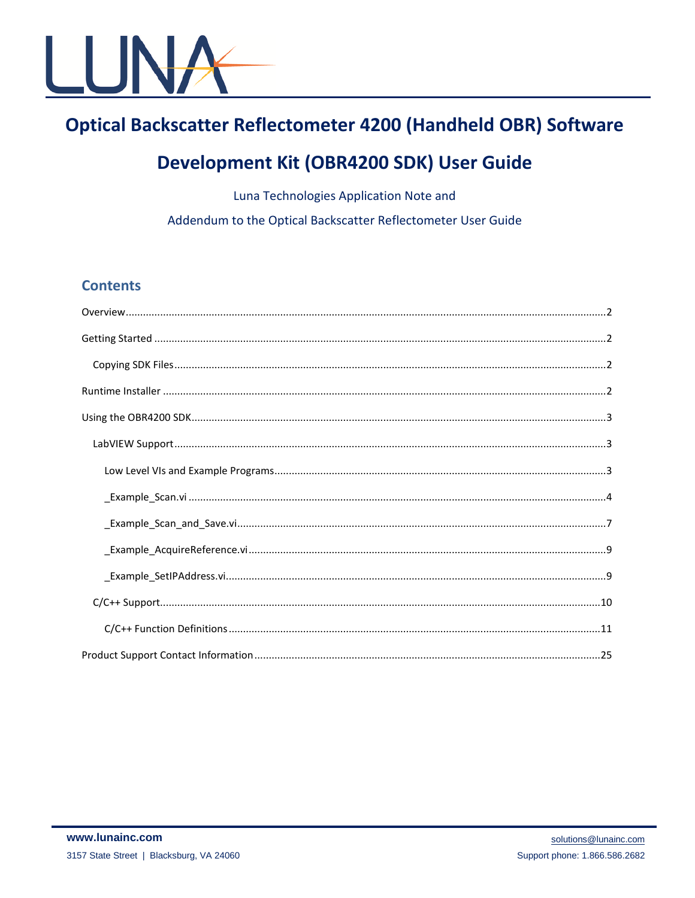# Optical Backscatter Reflectometer 4200 (Handheld OBR) Software Development Kit (OBR4200 SDK) User Guide

Luna Technologies Application Note and

Addendum to the Optical Backscatter Reflectometer User Guide

## Contents

- Overview ....................................................................... 2
- Getting Started ....................................................................... 2
  - Copying SDK Files ....................................................................... 2
- Runtime Installer ....................................................................... 2
- Using the OBR4200 SDK ....................................................................... 3
  - LabVIEW Support ....................................................................... 3
    - Low Level VIs and Example Programs ....................................................................... 3
    - _Example_Scan.vi ....................................................................... 4
    - _Example_Scan_and_Save.vi ....................................................................... 7
    - _Example_AcquireReference.vi ....................................................................... 9
    - _Example_SetIPAddress.vi ....................................................................... 9
  - C/C++ Support ....................................................................... 10
    - C/C++ Function Definitions ....................................................................... 11
- Product Support Contact Information ....................................................................... 25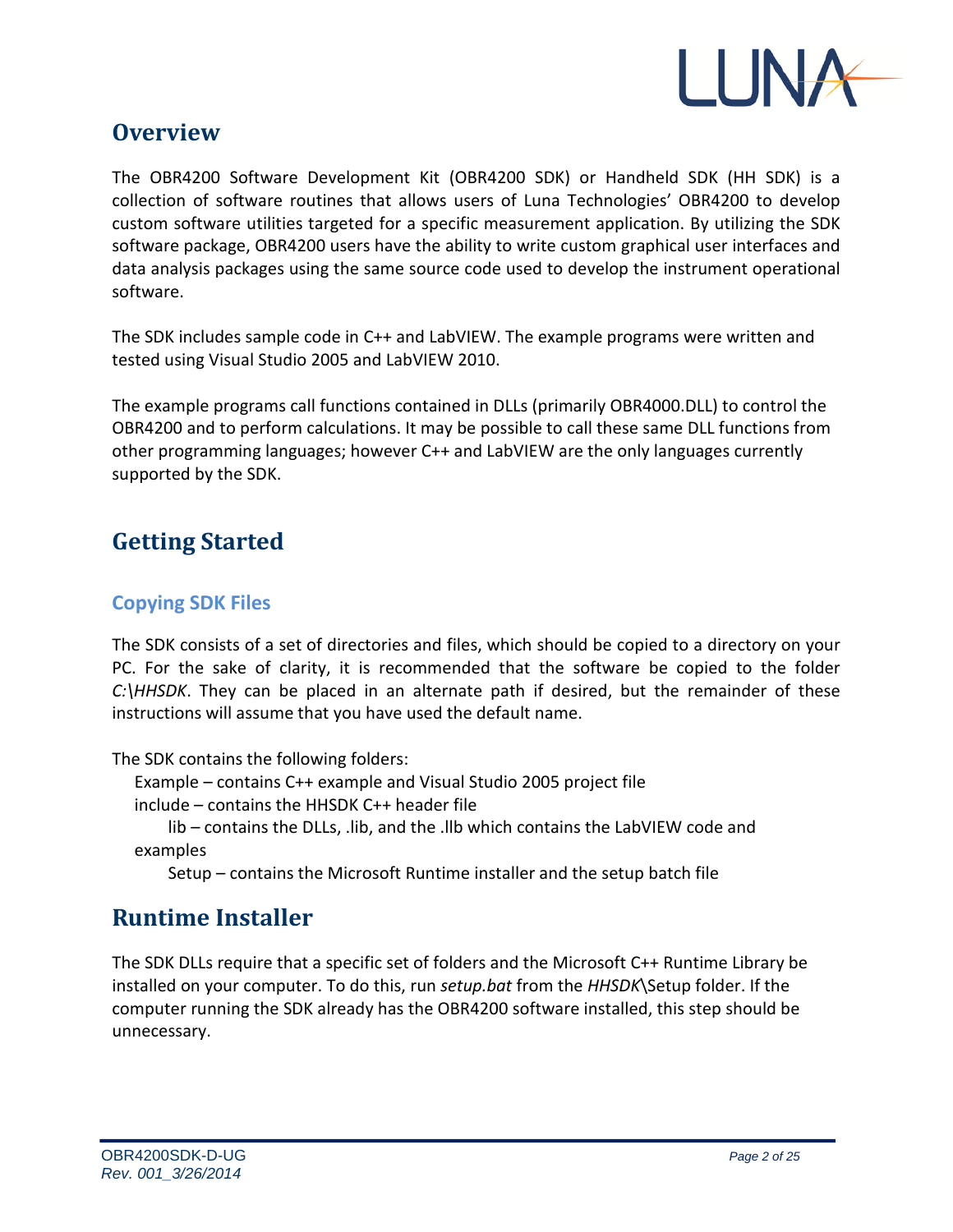## Overview

The OBR4200 Software Development Kit (OBR4200 SDK) or Handheld SDK (HH SDK) is a collection of software routines that allows users of Luna Technologies' OBR4200 to develop custom software utilities targeted for a specific measurement application. By utilizing the SDK software package, OBR4200 users have the ability to write custom graphical user interfaces and data analysis packages using the same source code used to develop the instrument operational software.

The SDK includes sample code in C++ and LabVIEW. The example programs were written and tested using Visual Studio 2005 and LabVIEW 2010.

The example programs call functions contained in DLLs (primarily OBR4000.DLL) to control the OBR4200 and to perform calculations. It may be possible to call these same DLL functions from other programming languages; however C++ and LabVIEW are the only languages currently supported by the SDK.

## Getting Started

### Copying SDK Files

The SDK consists of a set of directories and files, which should be copied to a directory on your PC. For the sake of clarity, it is recommended that the software be copied to the folder *C:\HHSDK*. They can be placed in an alternate path if desired, but the remainder of these instructions will assume that you have used the default name.

The SDK contains the following folders:

- Example – contains C++ example and Visual Studio 2005 project file
- include – contains the HHSDK C++ header file
- lib – contains the DLLs, .lib, and the .llb which contains the LabVIEW code and examples
- Setup – contains the Microsoft Runtime installer and the setup batch file

## Runtime Installer

The SDK DLLs require that a specific set of folders and the Microsoft C++ Runtime Library be installed on your computer. To do this, run *setup.bat* from the *HHSDK*\Setup folder. If the computer running the SDK already has the OBR4200 software installed, this step should be unnecessary.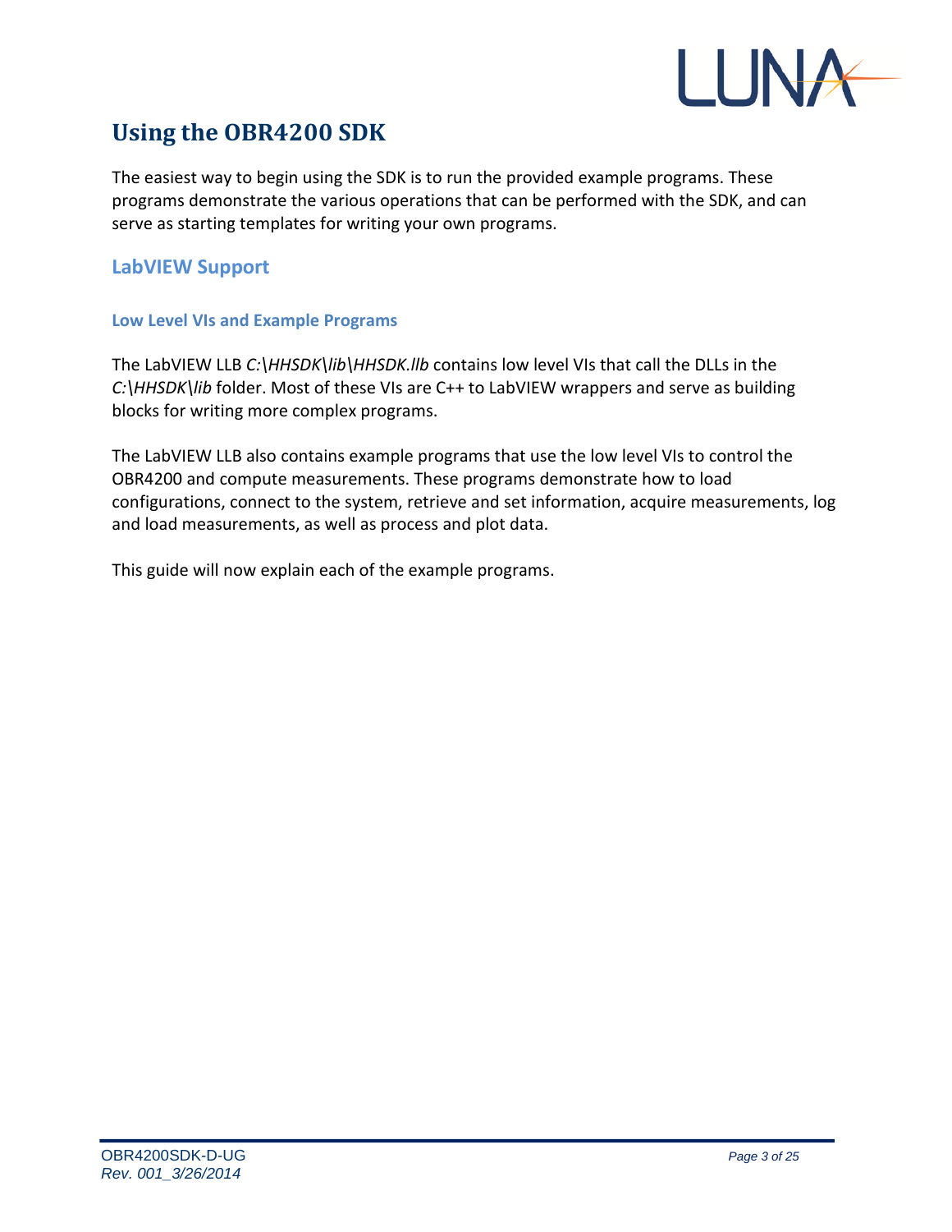# Using the OBR4200 SDK

The easiest way to begin using the SDK is to run the provided example programs. These programs demonstrate the various operations that can be performed with the SDK, and can serve as starting templates for writing your own programs.

## LabVIEW Support

### Low Level VIs and Example Programs

The LabVIEW LLB *C:\HHSDK\lib\HHSDK.llb* contains low level VIs that call the DLLs in the *C:\HHSDK\lib* folder. Most of these VIs are C++ to LabVIEW wrappers and serve as building blocks for writing more complex programs.

The LabVIEW LLB also contains example programs that use the low level VIs to control the OBR4200 and compute measurements. These programs demonstrate how to load configurations, connect to the system, retrieve and set information, acquire measurements, log and load measurements, as well as process and plot data.

This guide will now explain each of the example programs.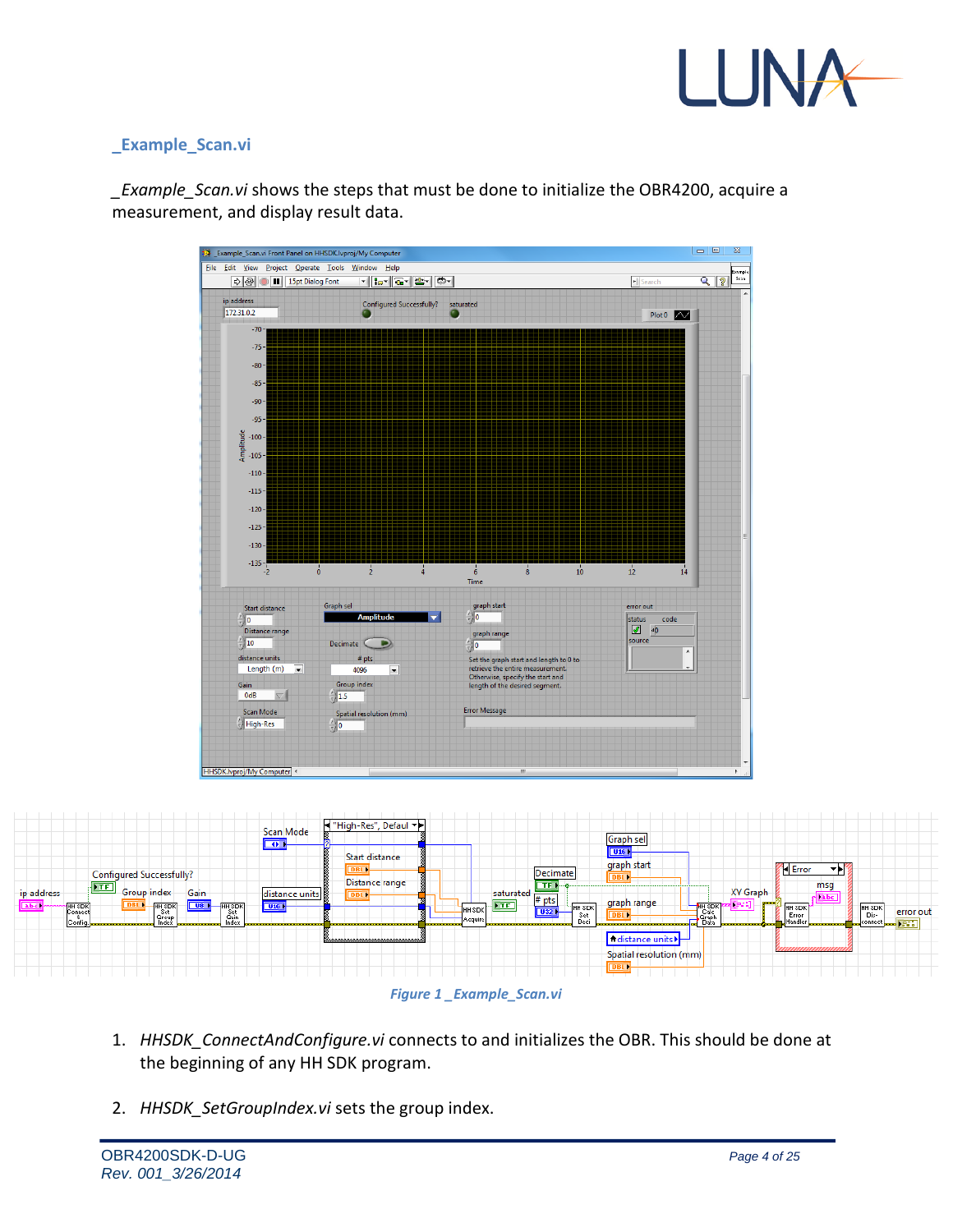## _Example_Scan.vi

*_Example_Scan.vi* shows the steps that must be done to initialize the OBR4200, acquire a measurement, and display result data.

*Figure 1 _Example_Scan.vi*

1. *HHSDK_ConnectAndConfigure.vi* connects to and initializes the OBR. This should be done at the beginning of any HH SDK program.

2. *HHSDK_SetGroupIndex.vi* sets the group index.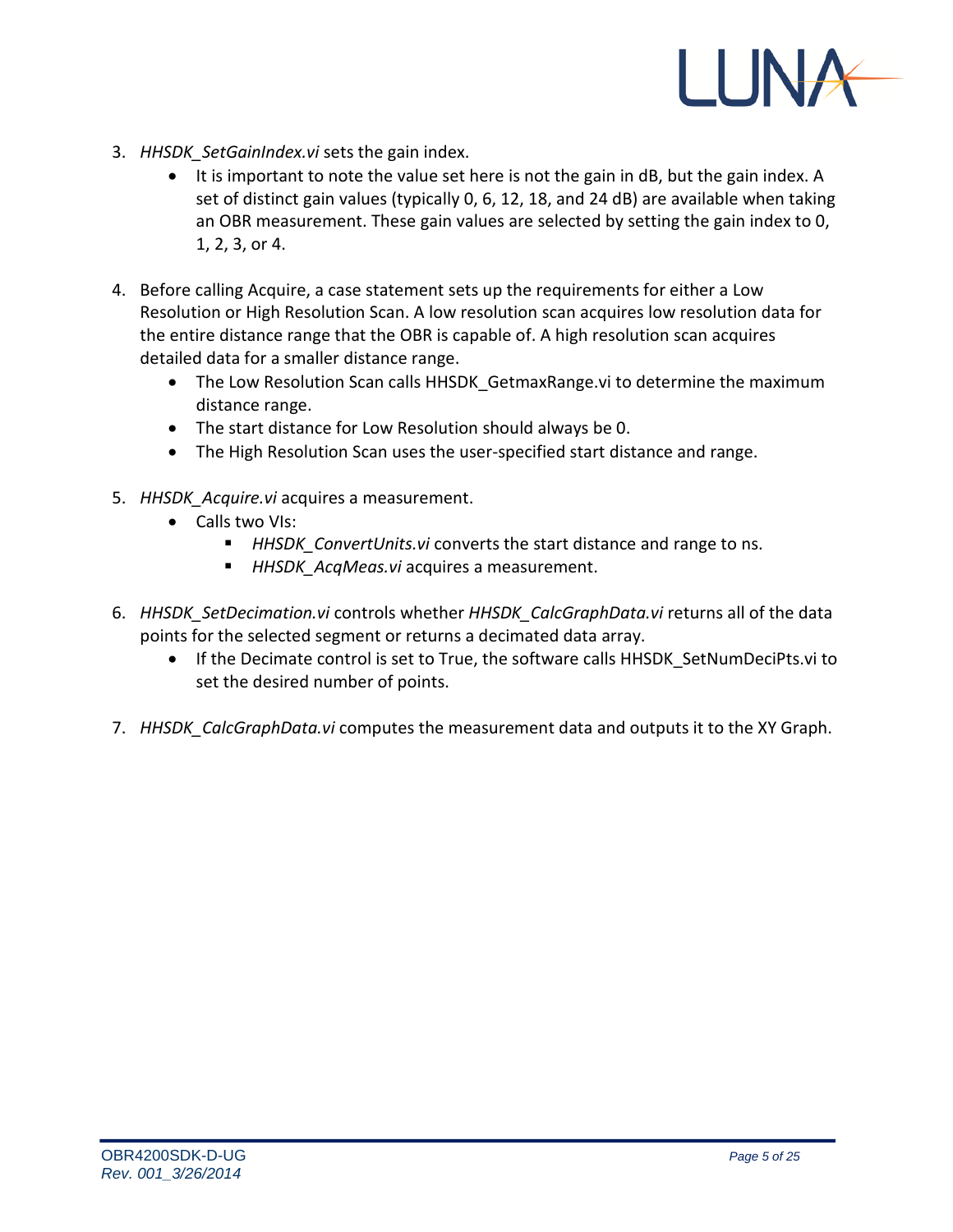3. *HHSDK_SetGainIndex.vi* sets the gain index.
    - It is important to note the value set here is not the gain in dB, but the gain index. A set of distinct gain values (typically 0, 6, 12, 18, and 24 dB) are available when taking an OBR measurement. These gain values are selected by setting the gain index to 0, 1, 2, 3, or 4.

4. Before calling Acquire, a case statement sets up the requirements for either a Low Resolution or High Resolution Scan. A low resolution scan acquires low resolution data for the entire distance range that the OBR is capable of. A high resolution scan acquires detailed data for a smaller distance range.
    - The Low Resolution Scan calls HHSDK_GetmaxRange.vi to determine the maximum distance range.
    - The start distance for Low Resolution should always be 0.
    - The High Resolution Scan uses the user-specified start distance and range.

5. *HHSDK_Acquire.vi* acquires a measurement.
    - Calls two VIs:
        - *HHSDK_ConvertUnits.vi* converts the start distance and range to ns.
        - *HHSDK_AcqMeas.vi* acquires a measurement.

6. *HHSDK_SetDecimation.vi* controls whether *HHSDK_CalcGraphData.vi* returns all of the data points for the selected segment or returns a decimated data array.
    - If the Decimate control is set to True, the software calls HHSDK_SetNumDeciPts.vi to set the desired number of points.

7. *HHSDK_CalcGraphData.vi* computes the measurement data and outputs it to the XY Graph.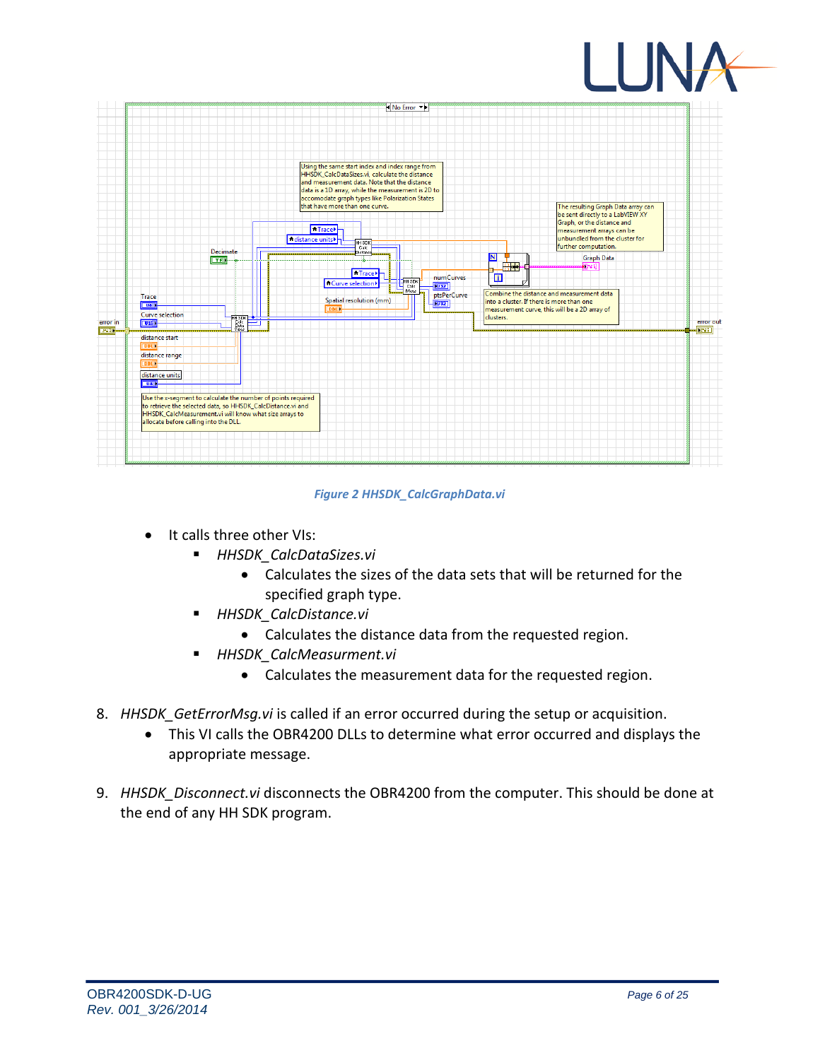Figure 2 HHSDK_CalcGraphData.vi

- It calls three other VIs:
  - *HHSDK_CalcDataSizes.vi*
    - Calculates the sizes of the data sets that will be returned for the specified graph type.
  - *HHSDK_CalcDistance.vi*
    - Calculates the distance data from the requested region.
  - *HHSDK_CalcMeasurment.vi*
    - Calculates the measurement data for the requested region.

8. *HHSDK_GetErrorMsg.vi* is called if an error occurred during the setup or acquisition.
   - This VI calls the OBR4200 DLLs to determine what error occurred and displays the appropriate message.

9. *HHSDK_Disconnect.vi* disconnects the OBR4200 from the computer. This should be done at the end of any HH SDK program.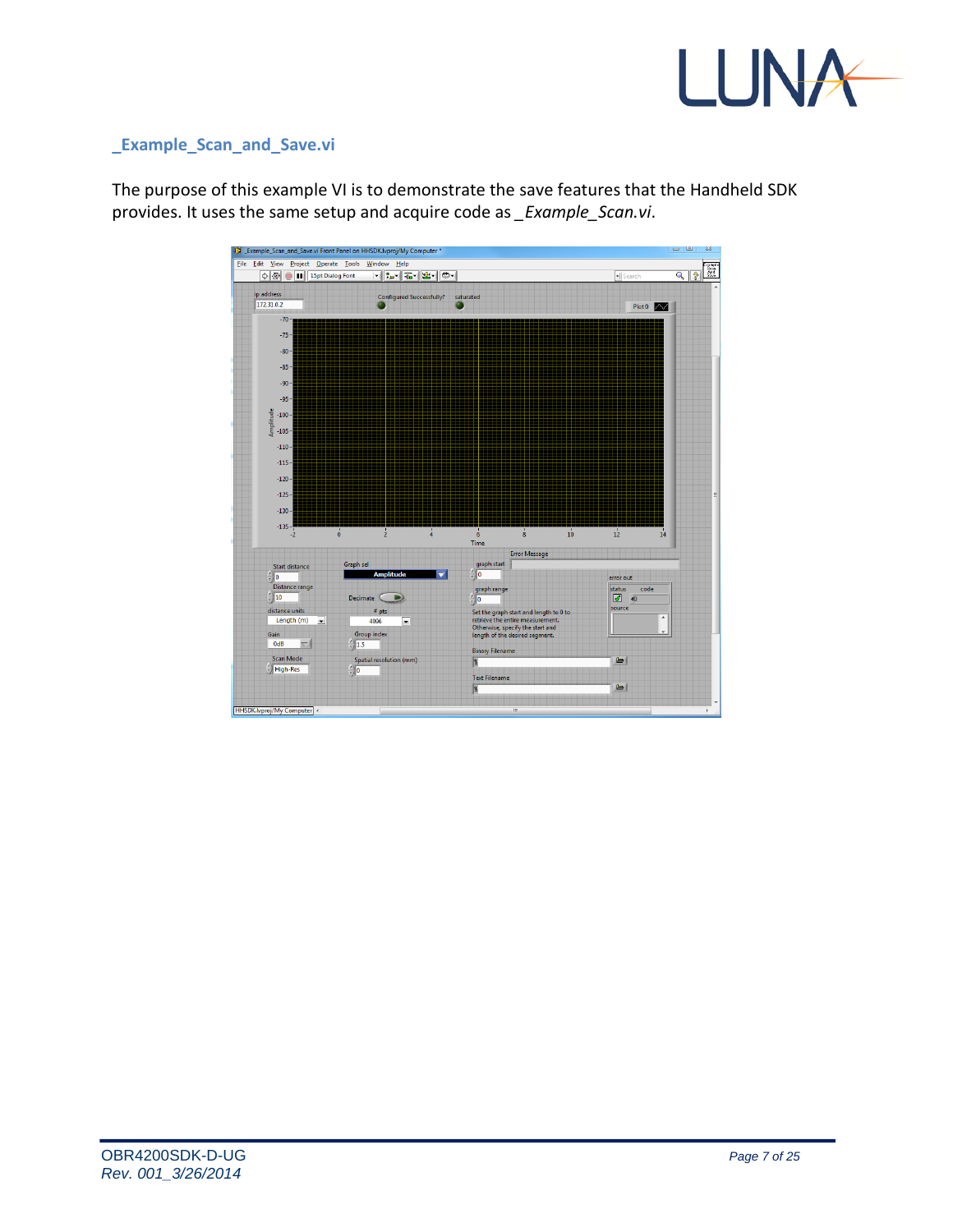## _Example_Scan_and_Save.vi

The purpose of this example VI is to demonstrate the save features that the Handheld SDK provides. It uses the same setup and acquire code as *_Example_Scan.vi*.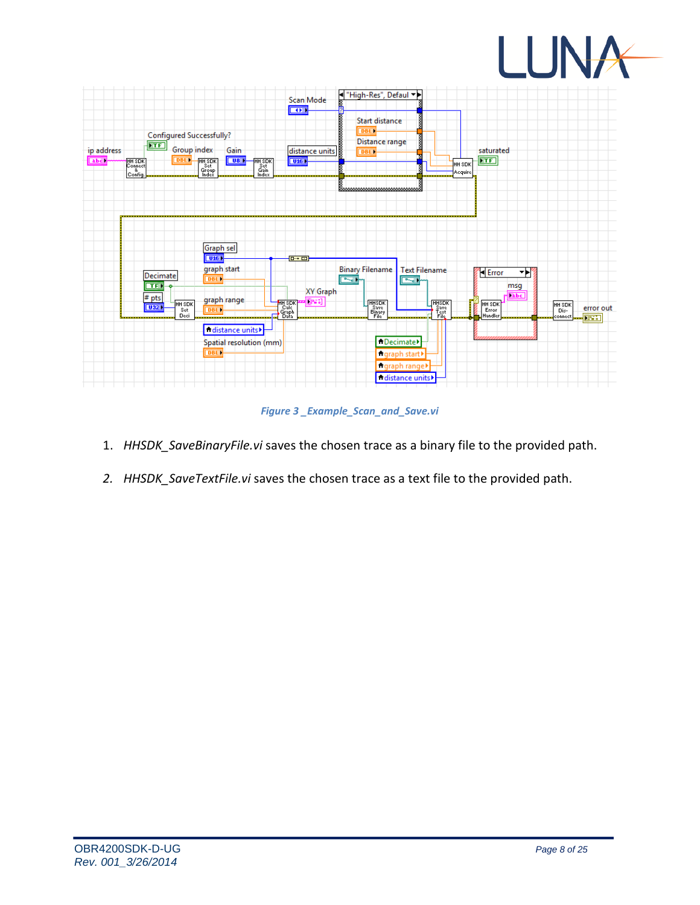*Figure 3 _Example_Scan_and_Save.vi*

1. *HHSDK_SaveBinaryFile.vi* saves the chosen trace as a binary file to the provided path.
2. *HHSDK_SaveTextFile.vi* saves the chosen trace as a text file to the provided path.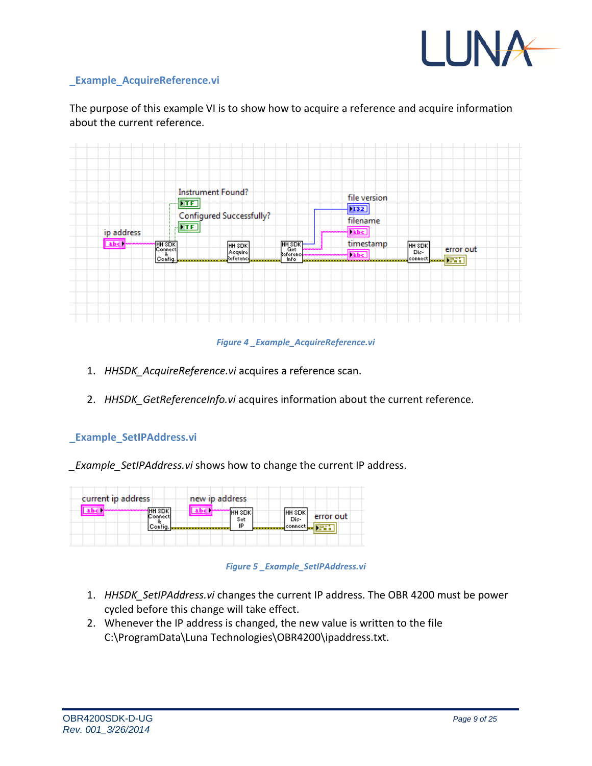## _Example_AcquireReference.vi

The purpose of this example VI is to show how to acquire a reference and acquire information about the current reference.

*Figure 4 _Example_AcquireReference.vi*

1. *HHSDK_AcquireReference.vi* acquires a reference scan.
2. *HHSDK_GetReferenceInfo.vi* acquires information about the current reference.

## _Example_SetIPAddress.vi

*_Example_SetIPAddress.vi* shows how to change the current IP address.

*Figure 5 _Example_SetIPAddress.vi*

1. *HHSDK_SetIPAddress.vi* changes the current IP address. The OBR 4200 must be power cycled before this change will take effect.
2. Whenever the IP address is changed, the new value is written to the file C:\ProgramData\Luna Technologies\OBR4200\ipaddress.txt.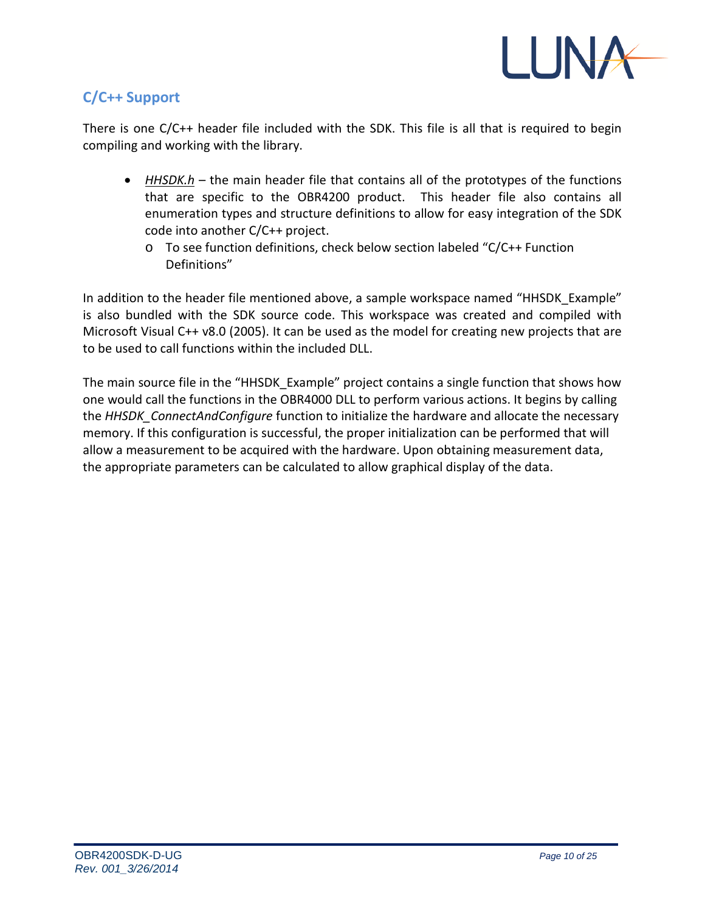## C/C++ Support

There is one C/C++ header file included with the SDK. This file is all that is required to begin compiling and working with the library.

- *HHSDK.h* – the main header file that contains all of the prototypes of the functions that are specific to the OBR4200 product. This header file also contains all enumeration types and structure definitions to allow for easy integration of the SDK code into another C/C++ project.
    - To see function definitions, check below section labeled "C/C++ Function Definitions"

In addition to the header file mentioned above, a sample workspace named "HHSDK_Example" is also bundled with the SDK source code. This workspace was created and compiled with Microsoft Visual C++ v8.0 (2005). It can be used as the model for creating new projects that are to be used to call functions within the included DLL.

The main source file in the "HHSDK_Example" project contains a single function that shows how one would call the functions in the OBR4000 DLL to perform various actions. It begins by calling the *HHSDK_ConnectAndConfigure* function to initialize the hardware and allocate the necessary memory. If this configuration is successful, the proper initialization can be performed that will allow a measurement to be acquired with the hardware. Upon obtaining measurement data, the appropriate parameters can be calculated to allow graphical display of the data.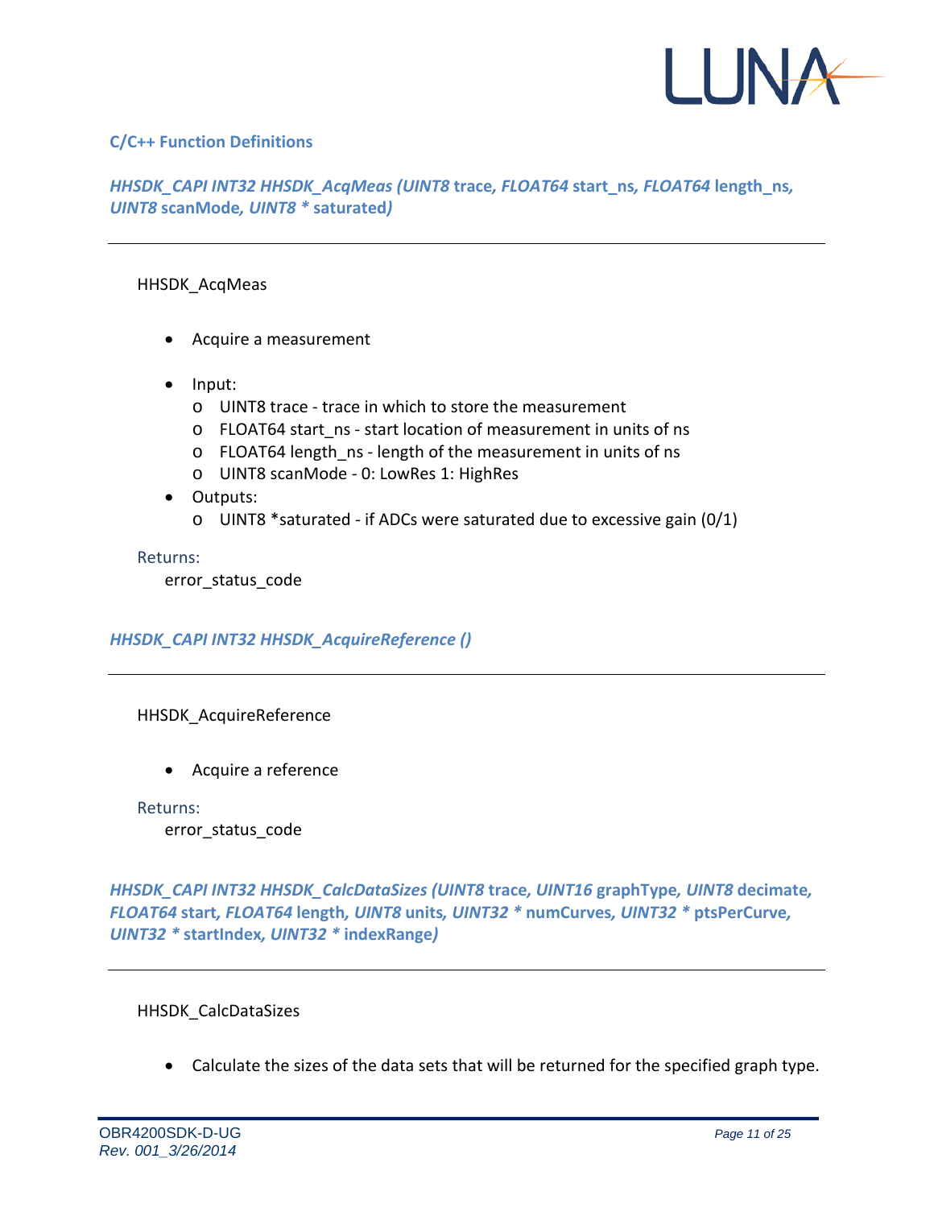## C/C++ Function Definitions

### *HHSDK_CAPI INT32 HHSDK_AcqMeas (UINT8* **trace**, *FLOAT64* **start_ns**, *FLOAT64* **length_ns**, *UINT8* **scanMode**, *UINT8 ** **saturated***)*

---

HHSDK_AcqMeas

- Acquire a measurement
- Input:
  - UINT8 trace - trace in which to store the measurement
  - FLOAT64 start_ns - start location of measurement in units of ns
  - FLOAT64 length_ns - length of the measurement in units of ns
  - UINT8 scanMode - 0: LowRes 1: HighRes
- Outputs:
  - UINT8 *saturated - if ADCs were saturated due to excessive gain (0/1)

Returns:
error_status_code

### *HHSDK_CAPI INT32 HHSDK_AcquireReference ()*

---

HHSDK_AcquireReference

- Acquire a reference

Returns:
error_status_code

### *HHSDK_CAPI INT32 HHSDK_CalcDataSizes (UINT8* **trace**, *UINT16* **graphType**, *UINT8* **decimate**, *FLOAT64* **start**, *FLOAT64* **length**, *UINT8* **units**, *UINT32 ** **numCurves**, *UINT32 ** **ptsPerCurve**, *UINT32 ** **startIndex**, *UINT32 ** **indexRange***)*

---

HHSDK_CalcDataSizes

- Calculate the sizes of the data sets that will be returned for the specified graph type.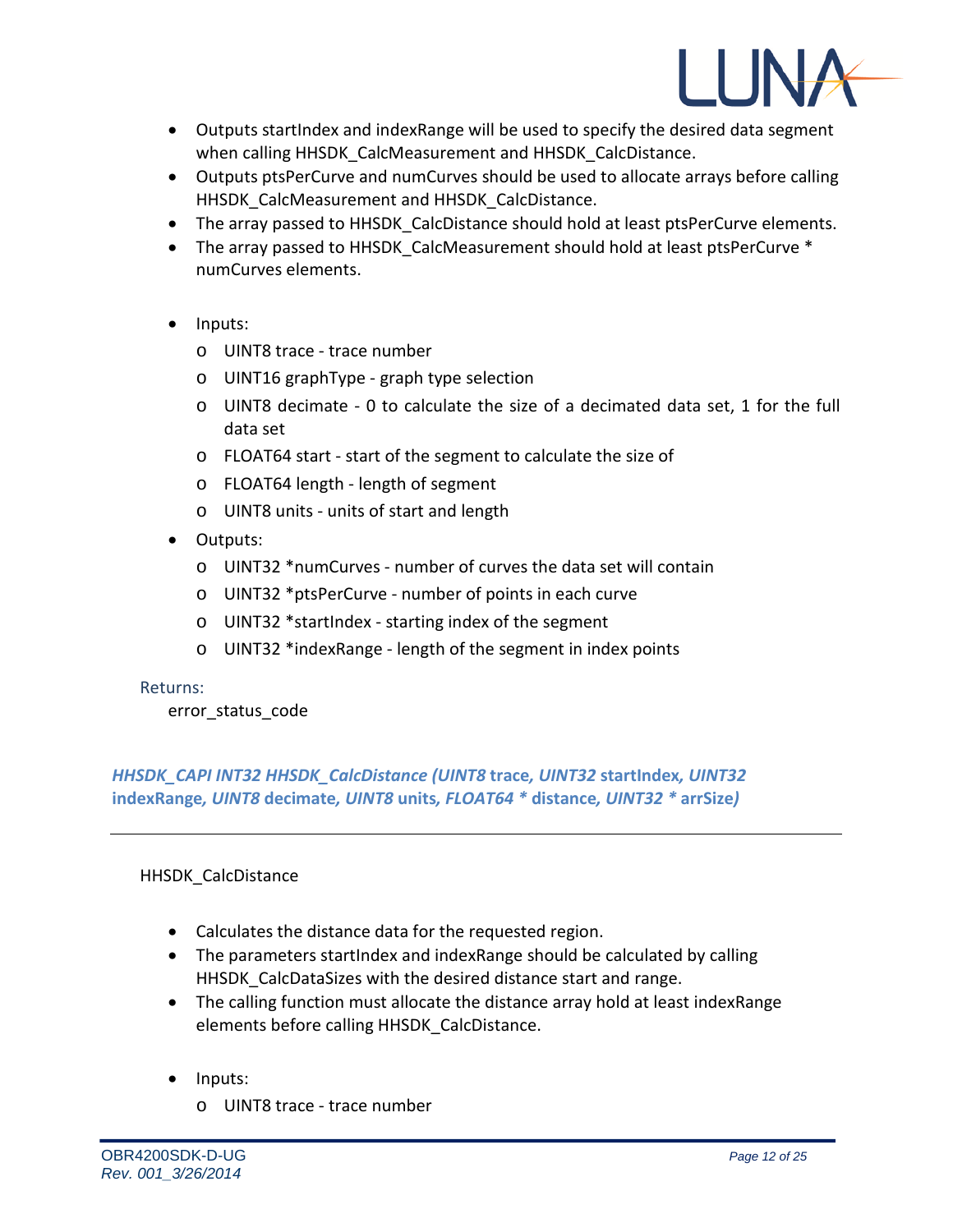- Outputs startIndex and indexRange will be used to specify the desired data segment when calling HHSDK_CalcMeasurement and HHSDK_CalcDistance.
- Outputs ptsPerCurve and numCurves should be used to allocate arrays before calling HHSDK_CalcMeasurement and HHSDK_CalcDistance.
- The array passed to HHSDK_CalcDistance should hold at least ptsPerCurve elements.
- The array passed to HHSDK_CalcMeasurement should hold at least ptsPerCurve * numCurves elements.

- Inputs:
    - UINT8 trace - trace number
    - UINT16 graphType - graph type selection
    - UINT8 decimate - 0 to calculate the size of a decimated data set, 1 for the full data set
    - FLOAT64 start - start of the segment to calculate the size of
    - FLOAT64 length - length of segment
    - UINT8 units - units of start and length
- Outputs:
    - UINT32 *numCurves - number of curves the data set will contain
    - UINT32 *ptsPerCurve - number of points in each curve
    - UINT32 *startIndex - starting index of the segment
    - UINT32 *indexRange - length of the segment in index points

Returns:

error_status_code

### *HHSDK_CAPI INT32 HHSDK_CalcDistance (UINT8* **trace**, *UINT32* **startIndex**, *UINT32* **indexRange**, *UINT8* **decimate**, *UINT8* **units**, *FLOAT64 ** **distance**, *UINT32 ** **arrSize***)*

---

HHSDK_CalcDistance

- Calculates the distance data for the requested region.
- The parameters startIndex and indexRange should be calculated by calling HHSDK_CalcDataSizes with the desired distance start and range.
- The calling function must allocate the distance array hold at least indexRange elements before calling HHSDK_CalcDistance.

- Inputs:
    - UINT8 trace - trace number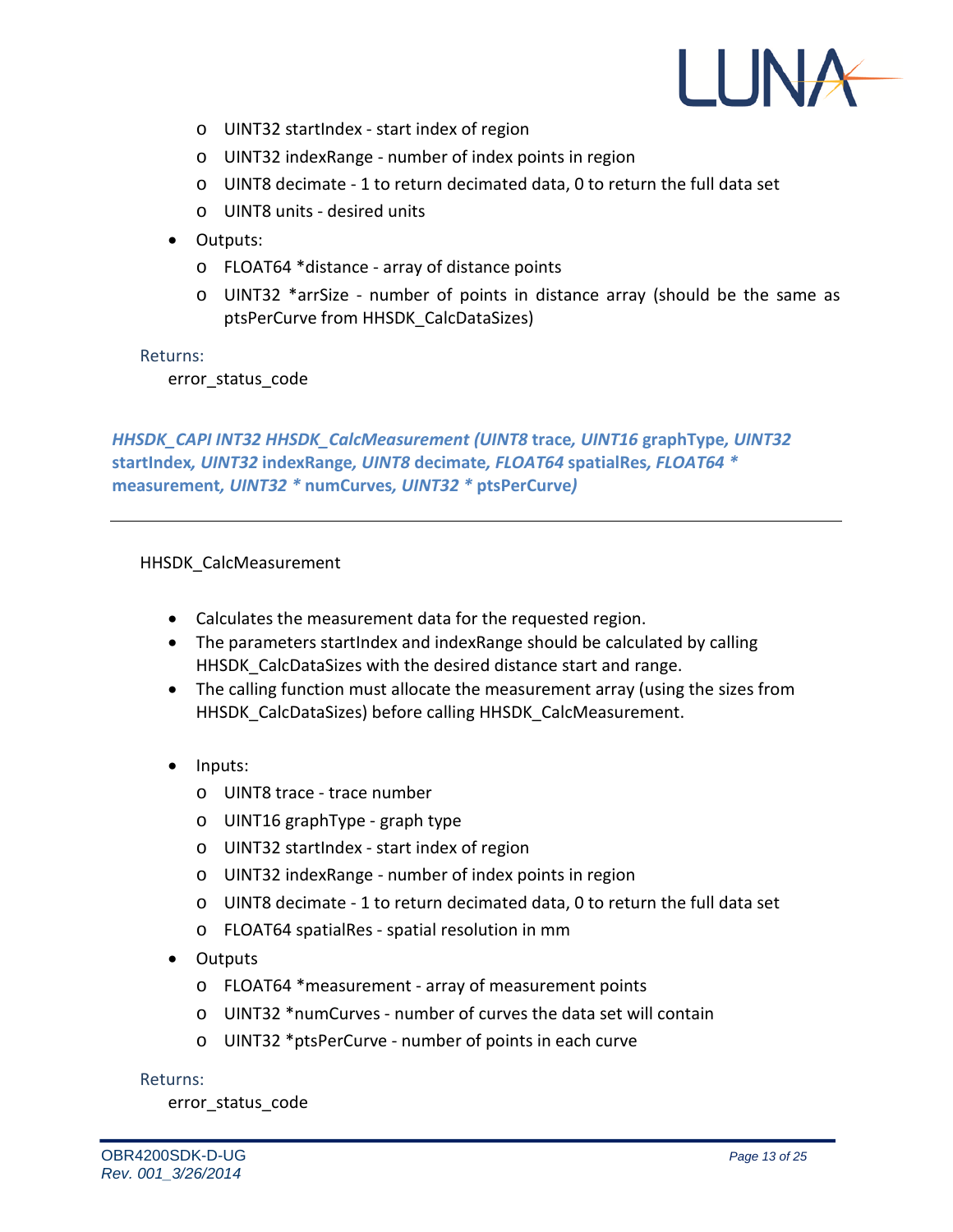- UINT32 startIndex - start index of region
- UINT32 indexRange - number of index points in region
- UINT8 decimate - 1 to return decimated data, 0 to return the full data set
- UINT8 units - desired units

- Outputs:
  - FLOAT64 *distance - array of distance points
  - UINT32 *arrSize - number of points in distance array (should be the same as ptsPerCurve from HHSDK_CalcDataSizes)

Returns:

error_status_code

### *HHSDK_CAPI INT32 HHSDK_CalcMeasurement (UINT8* trace*, UINT16* graphType*, UINT32* startIndex*, UINT32* indexRange*, UINT8* decimate*, FLOAT64* spatialRes*, FLOAT64 ** measurement*, UINT32 ** numCurves*, UINT32 ** ptsPerCurve*)*

---

HHSDK_CalcMeasurement

- Calculates the measurement data for the requested region.
- The parameters startIndex and indexRange should be calculated by calling HHSDK_CalcDataSizes with the desired distance start and range.
- The calling function must allocate the measurement array (using the sizes from HHSDK_CalcDataSizes) before calling HHSDK_CalcMeasurement.

- Inputs:
  - UINT8 trace - trace number
  - UINT16 graphType - graph type
  - UINT32 startIndex - start index of region
  - UINT32 indexRange - number of index points in region
  - UINT8 decimate - 1 to return decimated data, 0 to return the full data set
  - FLOAT64 spatialRes - spatial resolution in mm
- Outputs
  - FLOAT64 *measurement - array of measurement points
  - UINT32 *numCurves - number of curves the data set will contain
  - UINT32 *ptsPerCurve - number of points in each curve

Returns:

error_status_code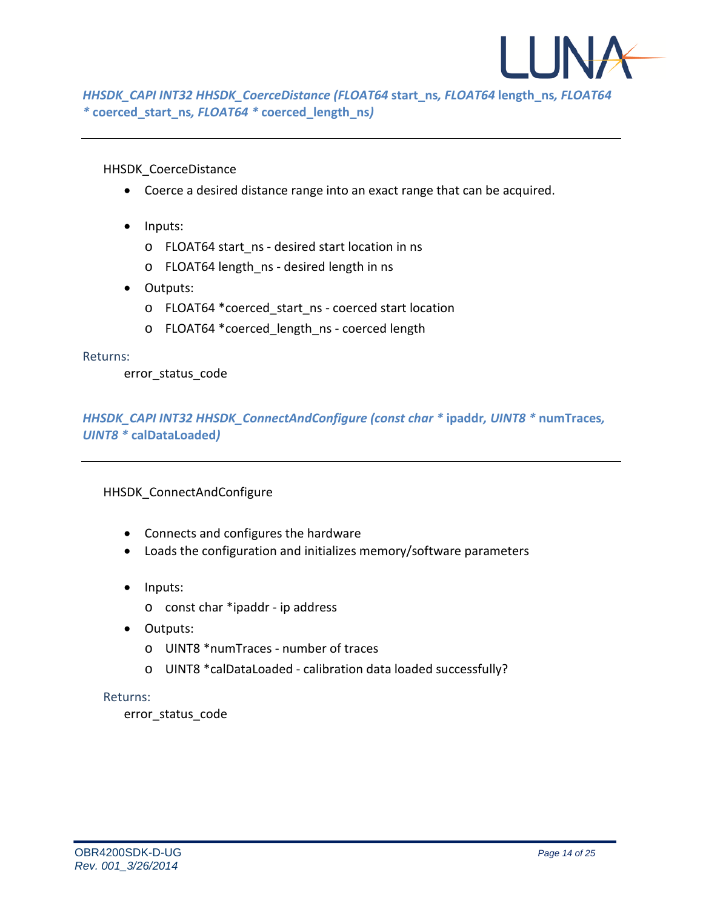### *HHSDK_CAPI INT32 HHSDK_CoerceDistance (FLOAT64* **start_ns***, FLOAT64* **length_ns***, FLOAT64 ** **coerced_start_ns***, FLOAT64 ** **coerced_length_ns***)*

---

HHSDK_CoerceDistance

- Coerce a desired distance range into an exact range that can be acquired.

- Inputs:
  - FLOAT64 start_ns - desired start location in ns
  - FLOAT64 length_ns - desired length in ns
- Outputs:
  - FLOAT64 *coerced_start_ns - coerced start location
  - FLOAT64 *coerced_length_ns - coerced length

Returns:

error_status_code

### *HHSDK_CAPI INT32 HHSDK_ConnectAndConfigure (const char ** **ipaddr***, UINT8 ** **numTraces***, UINT8 ** **calDataLoaded***)*

---

HHSDK_ConnectAndConfigure

- Connects and configures the hardware
- Loads the configuration and initializes memory/software parameters

- Inputs:
  - const char *ipaddr - ip address
- Outputs:
  - UINT8 *numTraces - number of traces
  - UINT8 *calDataLoaded - calibration data loaded successfully?

Returns:

error_status_code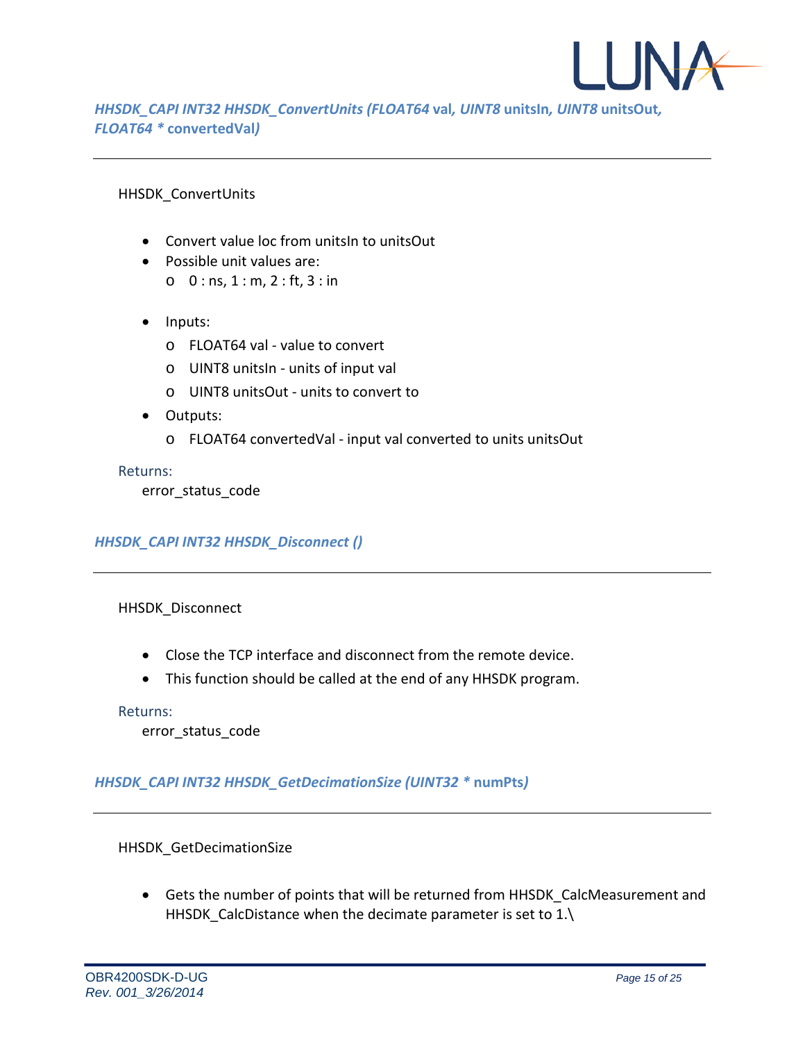### *HHSDK_CAPI INT32 HHSDK_ConvertUnits (FLOAT64* **val***, UINT8* **unitsIn***, UINT8* **unitsOut***, FLOAT64 ** **convertedVal***)*

---

HHSDK_ConvertUnits

- Convert value loc from unitsIn to unitsOut
- Possible unit values are:
  - 0 : ns, 1 : m, 2 : ft, 3 : in
- Inputs:
  - FLOAT64 val - value to convert
  - UINT8 unitsIn - units of input val
  - UINT8 unitsOut - units to convert to
- Outputs:
  - FLOAT64 convertedVal - input val converted to units unitsOut

Returns:

error_status_code

### *HHSDK_CAPI INT32 HHSDK_Disconnect ()*

---

HHSDK_Disconnect

- Close the TCP interface and disconnect from the remote device.
- This function should be called at the end of any HHSDK program.

Returns:

error_status_code

### *HHSDK_CAPI INT32 HHSDK_GetDecimationSize (UINT32 ** **numPts***)*

---

HHSDK_GetDecimationSize

- Gets the number of points that will be returned from HHSDK_CalcMeasurement and HHSDK_CalcDistance when the decimate parameter is set to 1.\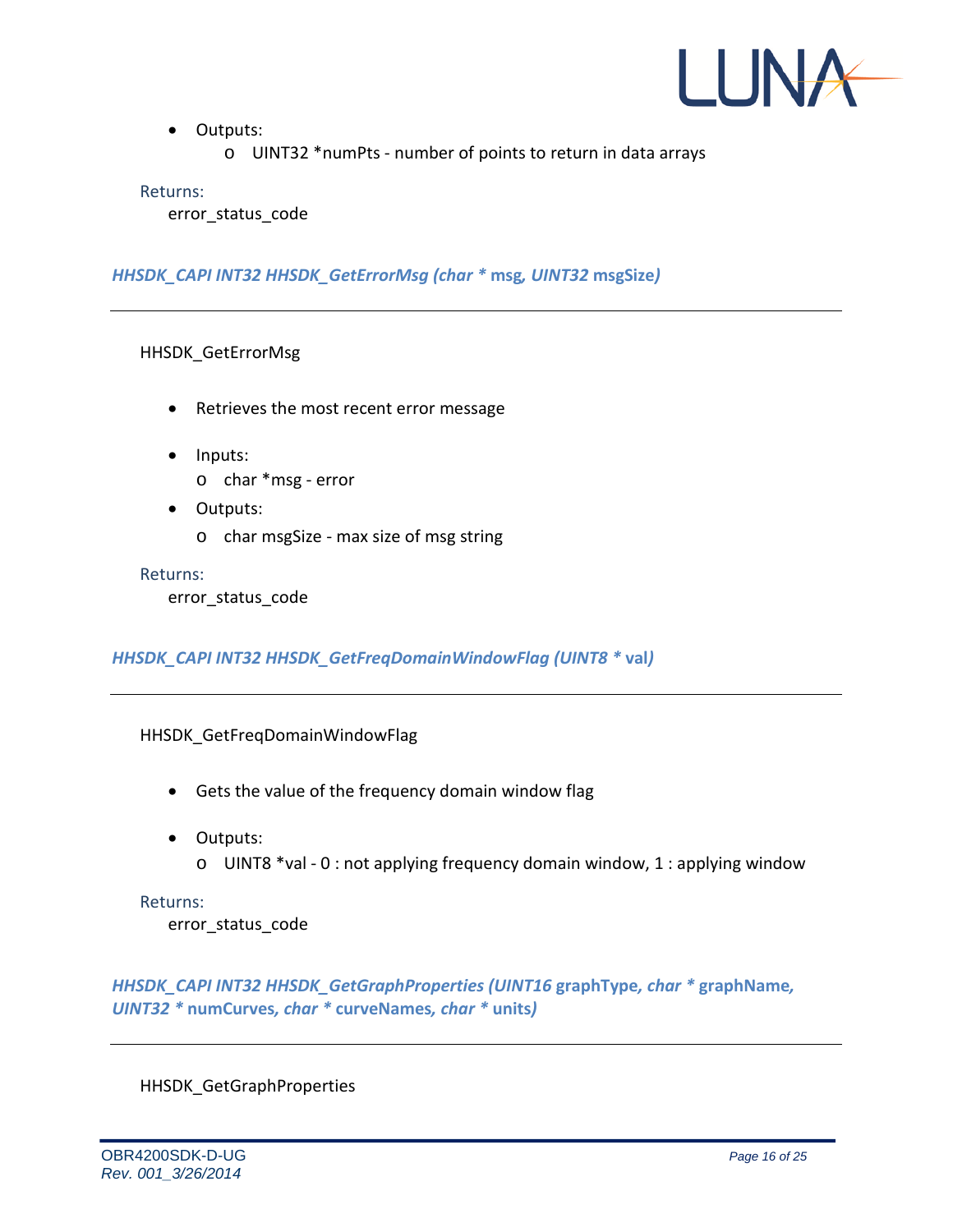- Outputs:
    - UINT32 *numPts - number of points to return in data arrays

Returns:
  error_status_code

### *HHSDK_CAPI INT32 HHSDK_GetErrorMsg (char ** **msg***, UINT32* **msgSize***)*

---

HHSDK_GetErrorMsg

- Retrieves the most recent error message

- Inputs:
    - char *msg - error
- Outputs:
    - char msgSize - max size of msg string

Returns:
  error_status_code

### *HHSDK_CAPI INT32 HHSDK_GetFreqDomainWindowFlag (UINT8 ** **val***)*

---

HHSDK_GetFreqDomainWindowFlag

- Gets the value of the frequency domain window flag

- Outputs:
    - UINT8 *val - 0 : not applying frequency domain window, 1 : applying window

Returns:
  error_status_code

### *HHSDK_CAPI INT32 HHSDK_GetGraphProperties (UINT16* **graphType***, char ** **graphName***, UINT32 ** **numCurves***, char ** **curveNames***, char ** **units***)*

---

HHSDK_GetGraphProperties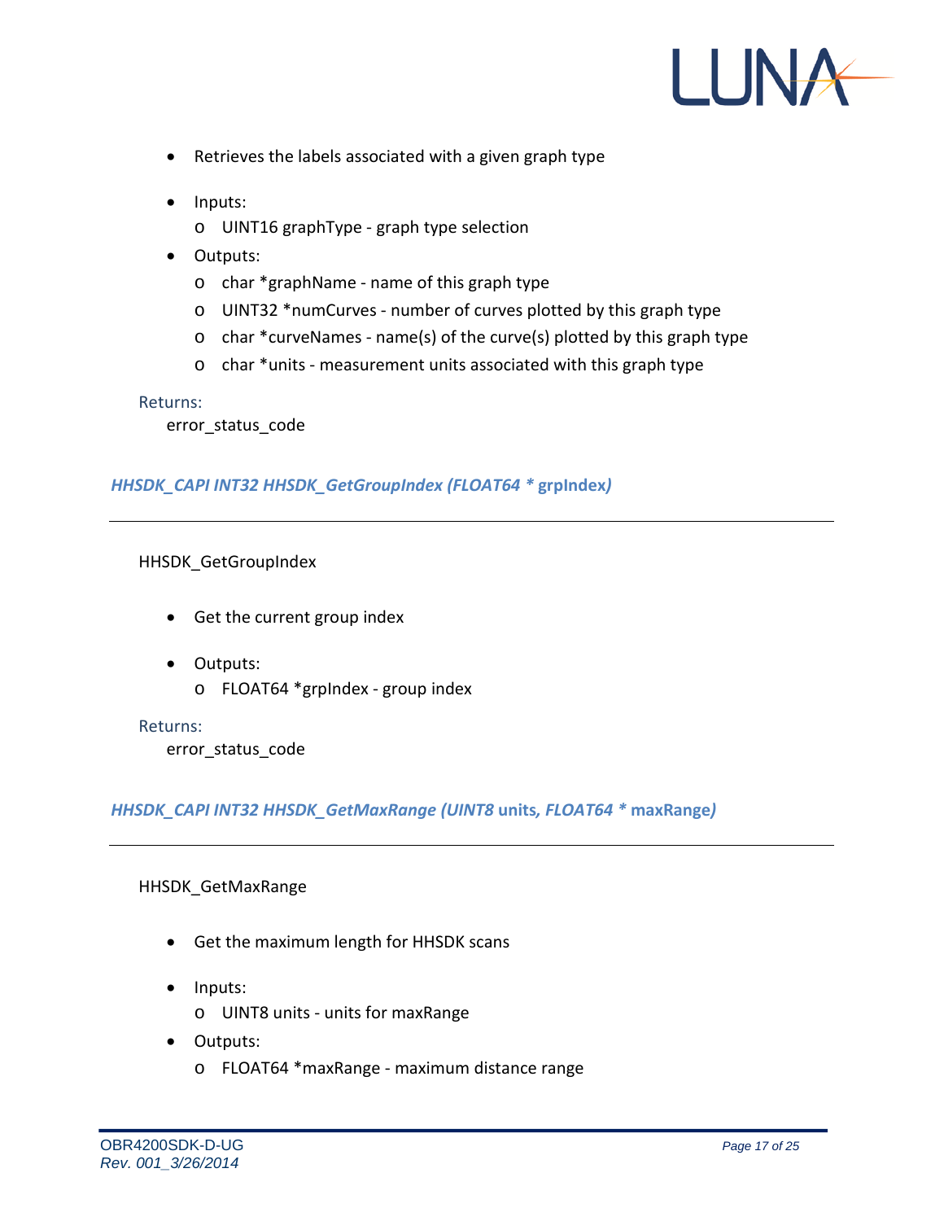- Retrieves the labels associated with a given graph type

- Inputs:
  - UINT16 graphType - graph type selection
- Outputs:
  - char *graphName - name of this graph type
  - UINT32 *numCurves - number of curves plotted by this graph type
  - char *curveNames - name(s) of the curve(s) plotted by this graph type
  - char *units - measurement units associated with this graph type

Returns:

error_status_code

### *HHSDK_CAPI INT32 HHSDK_GetGroupIndex (FLOAT64 ** **grpIndex***)*

---

HHSDK_GetGroupIndex

- Get the current group index

- Outputs:
  - FLOAT64 *grpIndex - group index

Returns:

error_status_code

### *HHSDK_CAPI INT32 HHSDK_GetMaxRange (UINT8* **units,** *FLOAT64 ** **maxRange***)*

---

HHSDK_GetMaxRange

- Get the maximum length for HHSDK scans

- Inputs:
  - UINT8 units - units for maxRange
- Outputs:
  - FLOAT64 *maxRange - maximum distance range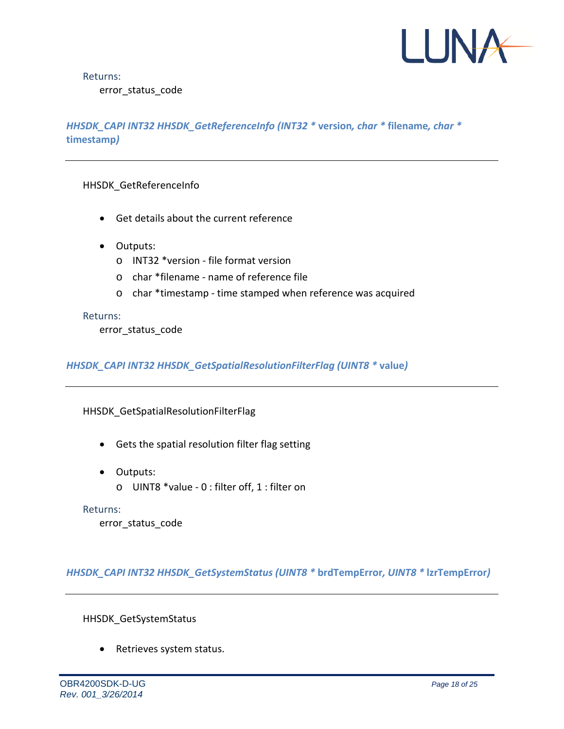Returns:

error_status_code

### *HHSDK_CAPI INT32 HHSDK_GetReferenceInfo (INT32 ** **version***, char ** **filename***, char ** **timestamp***)*

---

HHSDK_GetReferenceInfo

- Get details about the current reference
- Outputs:
  - INT32 *version - file format version
  - char *filename - name of reference file
  - char *timestamp - time stamped when reference was acquired

Returns:

error_status_code

### *HHSDK_CAPI INT32 HHSDK_GetSpatialResolutionFilterFlag (UINT8 ** **value***)*

---

HHSDK_GetSpatialResolutionFilterFlag

- Gets the spatial resolution filter flag setting
- Outputs:
  - UINT8 *value - 0 : filter off, 1 : filter on

Returns:

error_status_code

### *HHSDK_CAPI INT32 HHSDK_GetSystemStatus (UINT8 ** **brdTempError***, UINT8 ** **lzrTempError***)*

---

HHSDK_GetSystemStatus

- Retrieves system status.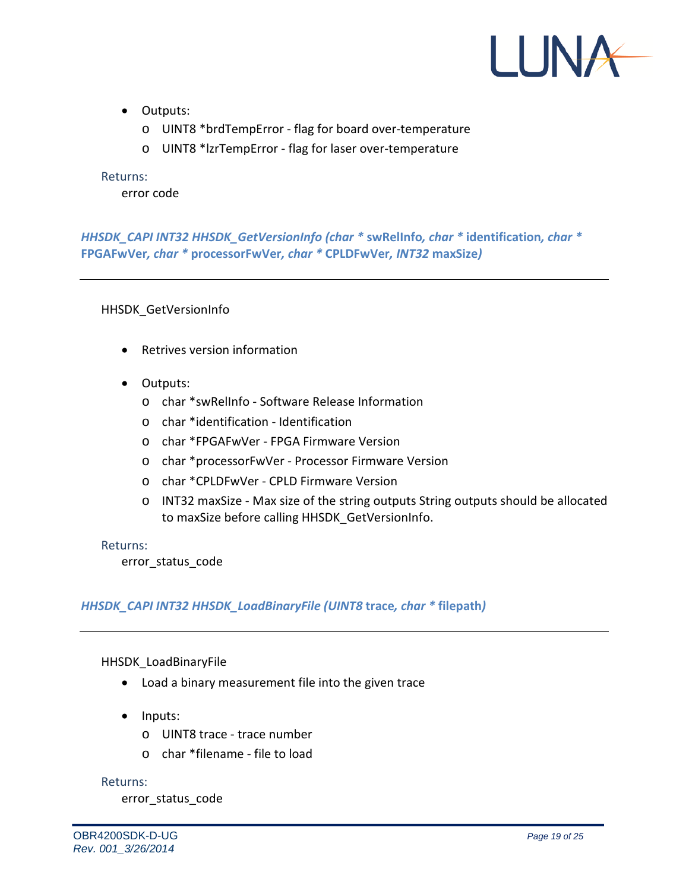- Outputs:
  - UINT8 *brdTempError - flag for board over-temperature
  - UINT8 *lzrTempError - flag for laser over-temperature

Returns:

error code

### *HHSDK_CAPI INT32 HHSDK_GetVersionInfo (char ** **swRelInfo**, *char ** **identification**, *char ** **FPGAFwVer**, *char ** **processorFwVer**, *char ** **CPLDFwVer**, *INT32* **maxSize***)*

---

HHSDK_GetVersionInfo

- Retrives version information

- Outputs:
  - char *swRelInfo - Software Release Information
  - char *identification - Identification
  - char *FPGAFwVer - FPGA Firmware Version
  - char *processorFwVer - Processor Firmware Version
  - char *CPLDFwVer - CPLD Firmware Version
  - INT32 maxSize - Max size of the string outputs String outputs should be allocated to maxSize before calling HHSDK_GetVersionInfo.

Returns:

error_status_code

### *HHSDK_CAPI INT32 HHSDK_LoadBinaryFile (UINT8* **trace**, *char ** **filepath***)*

---

HHSDK_LoadBinaryFile

- Load a binary measurement file into the given trace

- Inputs:
  - UINT8 trace - trace number
  - char *filename - file to load

Returns:

error_status_code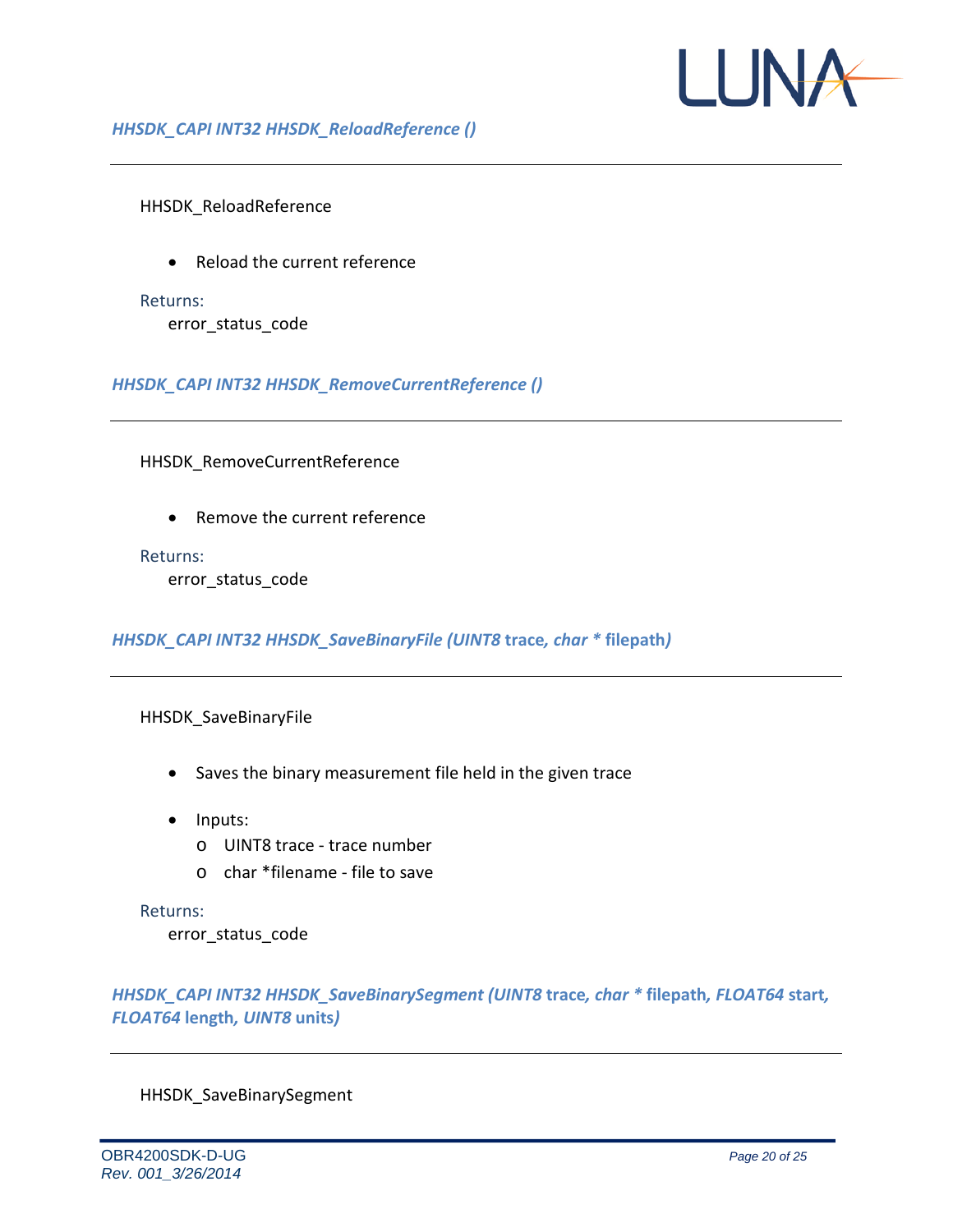### *HHSDK_CAPI INT32 HHSDK_ReloadReference ()*

---

HHSDK_ReloadReference

- Reload the current reference

Returns:

error_status_code

### *HHSDK_CAPI INT32 HHSDK_RemoveCurrentReference ()*

---

HHSDK_RemoveCurrentReference

- Remove the current reference

Returns:

error_status_code

### *HHSDK_CAPI INT32 HHSDK_SaveBinaryFile (UINT8* **trace**, *char ** **filepath***)*

---

HHSDK_SaveBinaryFile

- Saves the binary measurement file held in the given trace
- Inputs:
  - UINT8 trace - trace number
  - char *filename - file to save

Returns:

error_status_code

### *HHSDK_CAPI INT32 HHSDK_SaveBinarySegment (UINT8* **trace**, *char ** **filepath**, *FLOAT64* **start**, *FLOAT64* **length**, *UINT8* **units***)*

---

HHSDK_SaveBinarySegment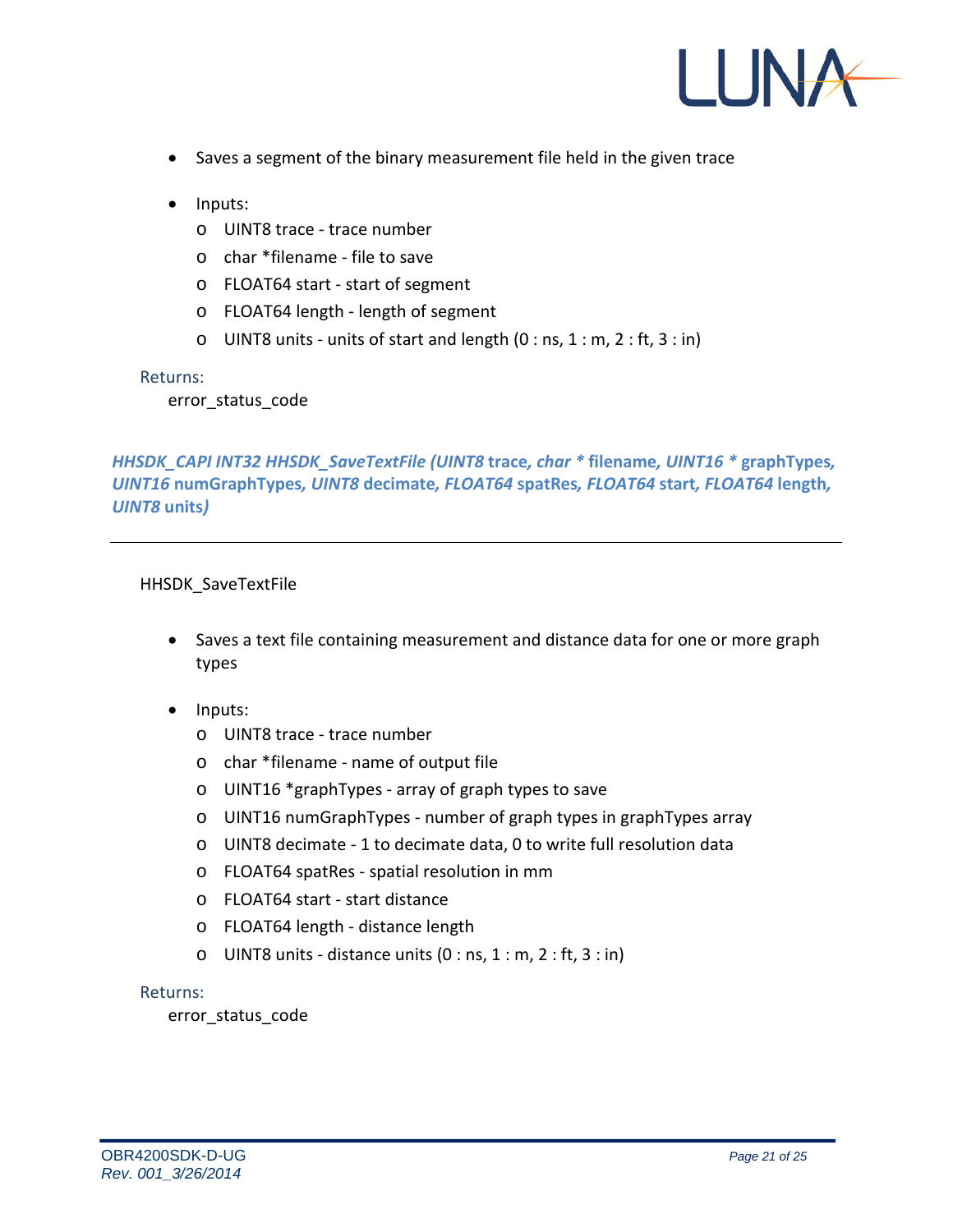- Saves a segment of the binary measurement file held in the given trace

- Inputs:
  - UINT8 trace - trace number
  - char *filename - file to save
  - FLOAT64 start - start of segment
  - FLOAT64 length - length of segment
  - UINT8 units - units of start and length (0 : ns, 1 : m, 2 : ft, 3 : in)

Returns:

error_status_code

***HHSDK_CAPI INT32 HHSDK_SaveTextFile (UINT8* **trace***, char \**** **filename***, UINT16 \**** **graphTypes***, UINT16* **numGraphTypes***, UINT8* **decimate***, FLOAT64* **spatRes***, FLOAT64* **start***, FLOAT64* **length***, UINT8* **units***)***

---

HHSDK_SaveTextFile

- Saves a text file containing measurement and distance data for one or more graph types

- Inputs:
  - UINT8 trace - trace number
  - char *filename - name of output file
  - UINT16 *graphTypes - array of graph types to save
  - UINT16 numGraphTypes - number of graph types in graphTypes array
  - UINT8 decimate - 1 to decimate data, 0 to write full resolution data
  - FLOAT64 spatRes - spatial resolution in mm
  - FLOAT64 start - start distance
  - FLOAT64 length - distance length
  - UINT8 units - distance units (0 : ns, 1 : m, 2 : ft, 3 : in)

Returns:

error_status_code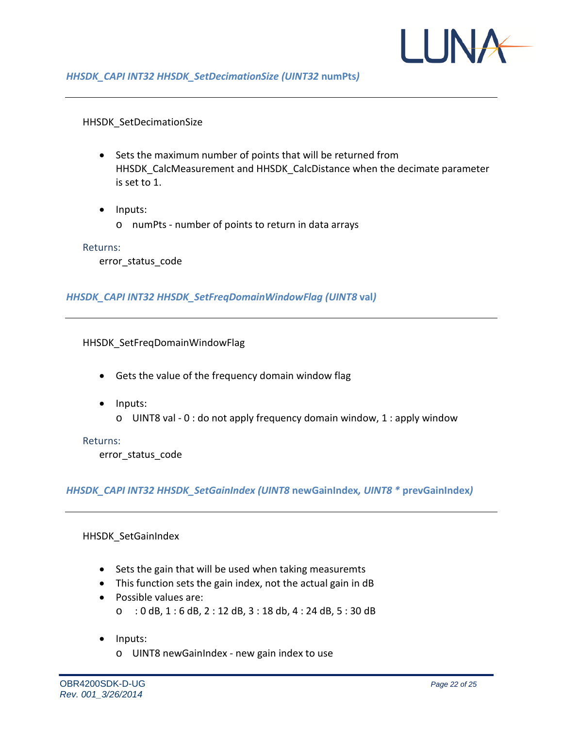### *HHSDK_CAPI INT32 HHSDK_SetDecimationSize (UINT32* **numPts***)*

---

HHSDK_SetDecimationSize

- Sets the maximum number of points that will be returned from HHSDK_CalcMeasurement and HHSDK_CalcDistance when the decimate parameter is set to 1.

- Inputs:
  - numPts - number of points to return in data arrays

Returns:

error_status_code

### *HHSDK_CAPI INT32 HHSDK_SetFreqDomainWindowFlag (UINT8* **val***)*

---

HHSDK_SetFreqDomainWindowFlag

- Gets the value of the frequency domain window flag

- Inputs:
  - UINT8 val - 0 : do not apply frequency domain window, 1 : apply window

Returns:

error_status_code

### *HHSDK_CAPI INT32 HHSDK_SetGainIndex (UINT8* **newGainIndex***, UINT8 \** **prevGainIndex***)*

---

HHSDK_SetGainIndex

- Sets the gain that will be used when taking measuremts
- This function sets the gain index, not the actual gain in dB
- Possible values are:
  - : 0 dB, 1 : 6 dB, 2 : 12 dB, 3 : 18 db, 4 : 24 dB, 5 : 30 dB

- Inputs:
  - UINT8 newGainIndex - new gain index to use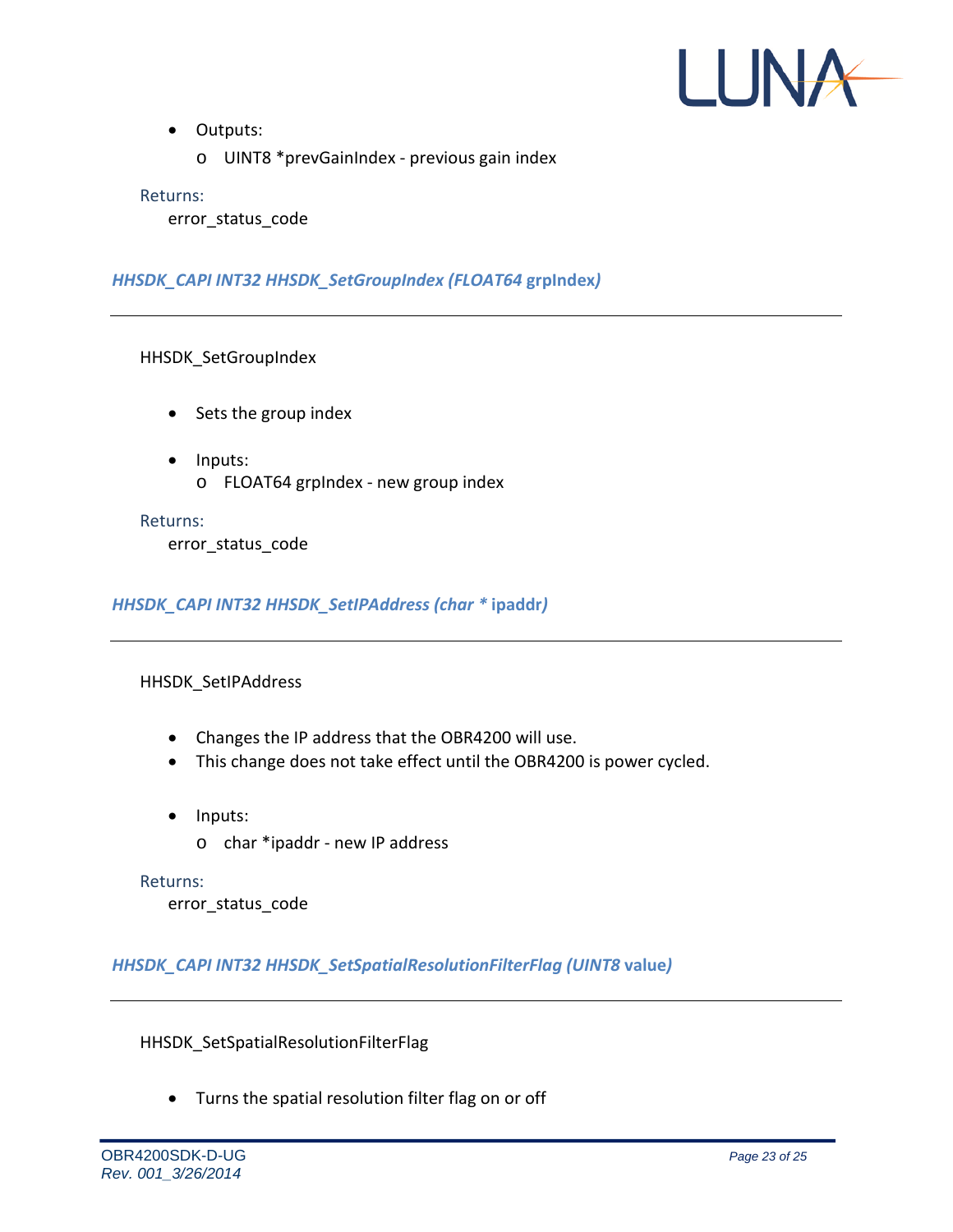- Outputs:
  - UINT8 *prevGainIndex - previous gain index

Returns:
error_status_code

### *HHSDK_CAPI INT32 HHSDK_SetGroupIndex (FLOAT64* **grpIndex***)*

---

HHSDK_SetGroupIndex

- Sets the group index

- Inputs:
  - FLOAT64 grpIndex - new group index

Returns:
error_status_code

### *HHSDK_CAPI INT32 HHSDK_SetIPAddress (char ** **ipaddr***)*

---

HHSDK_SetIPAddress

- Changes the IP address that the OBR4200 will use.
- This change does not take effect until the OBR4200 is power cycled.

- Inputs:
  - char *ipaddr - new IP address

Returns:
error_status_code

### *HHSDK_CAPI INT32 HHSDK_SetSpatialResolutionFilterFlag (UINT8* **value***)*

---

HHSDK_SetSpatialResolutionFilterFlag

- Turns the spatial resolution filter flag on or off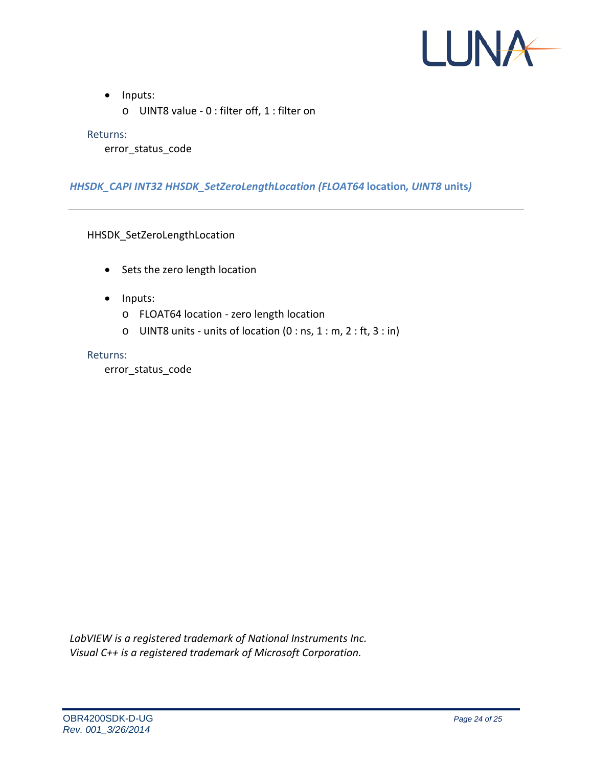- Inputs:
  - UINT8 value - 0 : filter off, 1 : filter on

Returns:

error_status_code

### *HHSDK_CAPI INT32 HHSDK_SetZeroLengthLocation (FLOAT64* **location**, *UINT8* **units***)*

---

HHSDK_SetZeroLengthLocation

- Sets the zero length location

- Inputs:
  - FLOAT64 location - zero length location
  - UINT8 units - units of location (0 : ns, 1 : m, 2 : ft, 3 : in)

Returns:

error_status_code

*LabVIEW is a registered trademark of National Instruments Inc.*
*Visual C++ is a registered trademark of Microsoft Corporation.*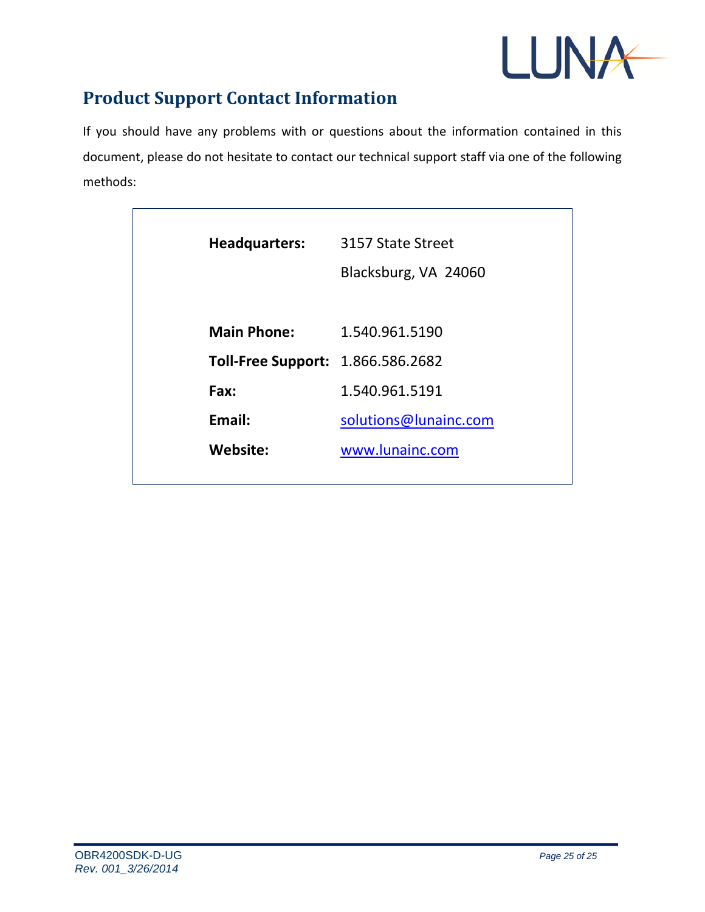## Product Support Contact Information

If you should have any problems with or questions about the information contained in this document, please do not hesitate to contact our technical support staff via one of the following methods:

| | |
|---|---|
| **Headquarters:** | 3157 State Street<br>Blacksburg, VA 24060 |
| **Main Phone:** | 1.540.961.5190 |
| **Toll-Free Support:** | 1.866.586.2682 |
| **Fax:** | 1.540.961.5191 |
| **Email:** | solutions@lunainc.com |
| **Website:** | www.lunainc.com |

OBR4200SDK-D-UG
*Rev. 001_3/26/2014*